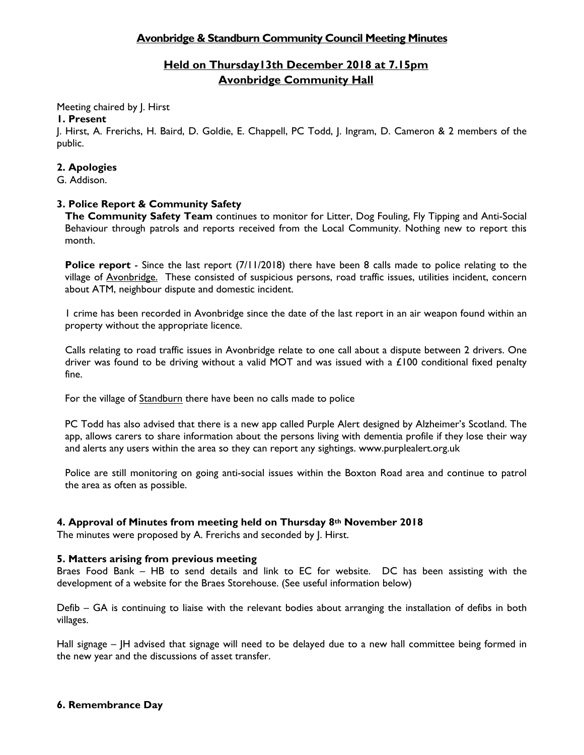# Avonbridge & Standburn Community Council Meeting Minutes

## Held on Thursday13th December 2018 at 7.15pm
## Avonbridge Community Hall

Meeting chaired by J. Hirst

**1. Present**

J. Hirst, A. Frerichs, H. Baird, D. Goldie, E. Chappell, PC Todd, J. Ingram, D. Cameron & 2 members of the public.

**2. Apologies**

G. Addison.

**3. Police Report & Community Safety**

**The Community Safety Team** continues to monitor for Litter, Dog Fouling, Fly Tipping and Anti-Social Behaviour through patrols and reports received from the Local Community. Nothing new to report this month.

**Police report** - Since the last report (7/11/2018) there have been 8 calls made to police relating to the village of Avonbridge. These consisted of suspicious persons, road traffic issues, utilities incident, concern about ATM, neighbour dispute and domestic incident.

1 crime has been recorded in Avonbridge since the date of the last report in an air weapon found within an property without the appropriate licence.

Calls relating to road traffic issues in Avonbridge relate to one call about a dispute between 2 drivers. One driver was found to be driving without a valid MOT and was issued with a £100 conditional fixed penalty fine.

For the village of Standburn there have been no calls made to police

PC Todd has also advised that there is a new app called Purple Alert designed by Alzheimer's Scotland. The app, allows carers to share information about the persons living with dementia profile if they lose their way and alerts any users within the area so they can report any sightings. www.purplealert.org.uk

Police are still monitoring on going anti-social issues within the Boxton Road area and continue to patrol the area as often as possible.

**4. Approval of Minutes from meeting held on Thursday 8th November 2018**

The minutes were proposed by A. Frerichs and seconded by J. Hirst.

**5. Matters arising from previous meeting**

Braes Food Bank – HB to send details and link to EC for website. DC has been assisting with the development of a website for the Braes Storehouse. (See useful information below)

Defib – GA is continuing to liaise with the relevant bodies about arranging the installation of defibs in both villages.

Hall signage – JH advised that signage will need to be delayed due to a new hall committee being formed in the new year and the discussions of asset transfer.

**6. Remembrance Day**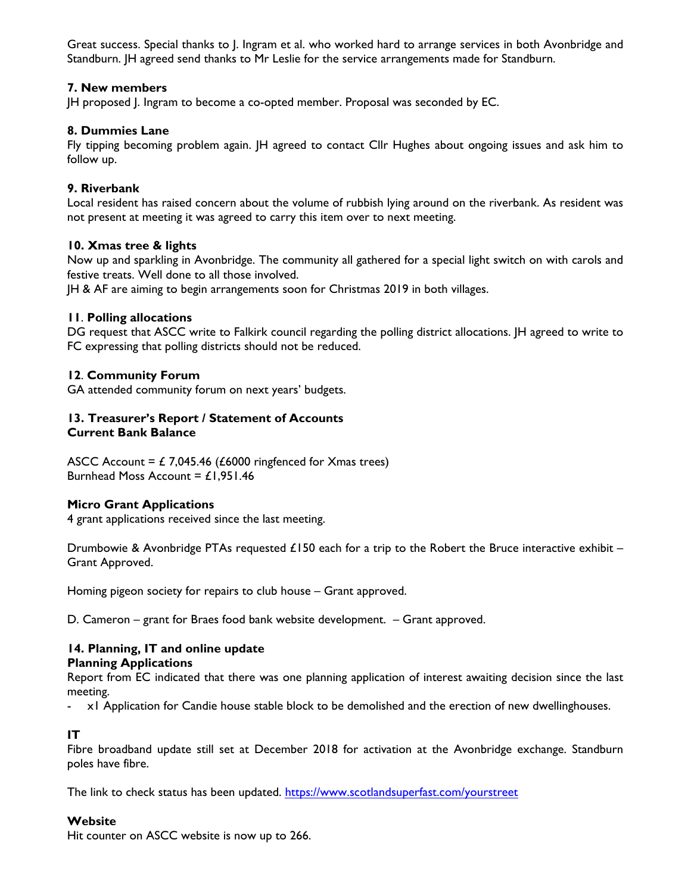Great success. Special thanks to J. Ingram et al. who worked hard to arrange services in both Avonbridge and Standburn. JH agreed send thanks to Mr Leslie for the service arrangements made for Standburn.

**7. New members**

JH proposed J. Ingram to become a co-opted member. Proposal was seconded by EC.

**8. Dummies Lane**

Fly tipping becoming problem again. JH agreed to contact Cllr Hughes about ongoing issues and ask him to follow up.

**9. Riverbank**

Local resident has raised concern about the volume of rubbish lying around on the riverbank. As resident was not present at meeting it was agreed to carry this item over to next meeting.

**10. Xmas tree & lights**

Now up and sparkling in Avonbridge. The community all gathered for a special light switch on with carols and festive treats. Well done to all those involved.

JH & AF are aiming to begin arrangements soon for Christmas 2019 in both villages.

**11. Polling allocations**

DG request that ASCC write to Falkirk council regarding the polling district allocations. JH agreed to write to FC expressing that polling districts should not be reduced.

**12. Community Forum**

GA attended community forum on next years' budgets.

**13. Treasurer's Report / Statement of Accounts**
**Current Bank Balance**

ASCC Account = £ 7,045.46 (£6000 ringfenced for Xmas trees)
Burnhead Moss Account = £1,951.46

**Micro Grant Applications**

4 grant applications received since the last meeting.

Drumbowie & Avonbridge PTAs requested £150 each for a trip to the Robert the Bruce interactive exhibit – Grant Approved.

Homing pigeon society for repairs to club house – Grant approved.

D. Cameron – grant for Braes food bank website development. – Grant approved.

**14. Planning, IT and online update**
**Planning Applications**

Report from EC indicated that there was one planning application of interest awaiting decision since the last meeting.

- x1 Application for Candie house stable block to be demolished and the erection of new dwellinghouses.

**IT**

Fibre broadband update still set at December 2018 for activation at the Avonbridge exchange. Standburn poles have fibre.

The link to check status has been updated. https://www.scotlandsuperfast.com/yourstreet

**Website**

Hit counter on ASCC website is now up to 266.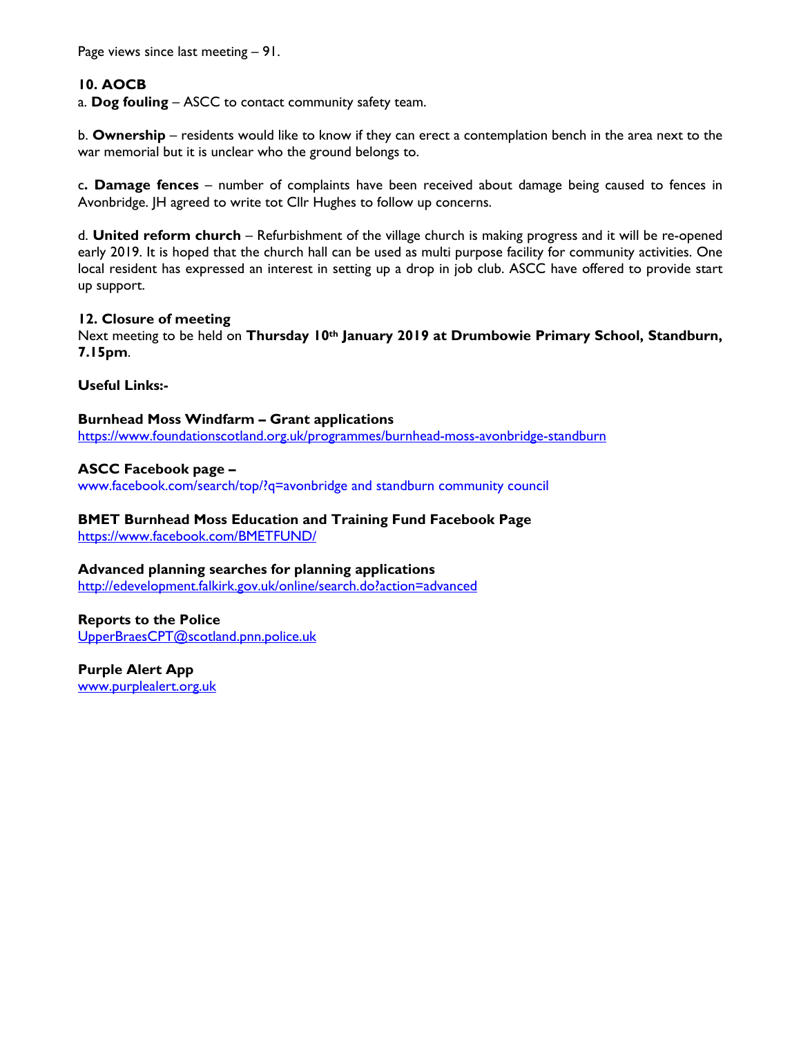Page views since last meeting – 91.

**10. AOCB**

a. **Dog fouling** – ASCC to contact community safety team.

b. **Ownership** – residents would like to know if they can erect a contemplation bench in the area next to the war memorial but it is unclear who the ground belongs to.

c**. Damage fences** – number of complaints have been received about damage being caused to fences in Avonbridge. JH agreed to write tot Cllr Hughes to follow up concerns.

d. **United reform church** – Refurbishment of the village church is making progress and it will be re-opened early 2019. It is hoped that the church hall can be used as multi purpose facility for community activities. One local resident has expressed an interest in setting up a drop in job club. ASCC have offered to provide start up support.

**12. Closure of meeting**

Next meeting to be held on **Thursday 10th January 2019 at Drumbowie Primary School, Standburn, 7.15pm**.

**Useful Links:-**

**Burnhead Moss Windfarm – Grant applications**
https://www.foundationscotland.org.uk/programmes/burnhead-moss-avonbridge-standburn

**ASCC Facebook page –**
www.facebook.com/search/top/?q=avonbridge and standburn community council

**BMET Burnhead Moss Education and Training Fund Facebook Page**
https://www.facebook.com/BMETFUND/

**Advanced planning searches for planning applications**
http://edevelopment.falkirk.gov.uk/online/search.do?action=advanced

**Reports to the Police**
UpperBraesCPT@scotland.pnn.police.uk

**Purple Alert App**
www.purplealert.org.uk